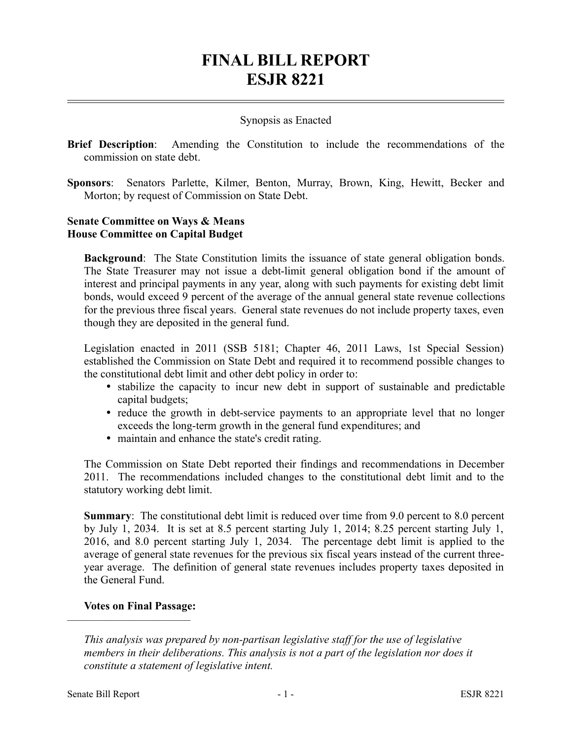# FINAL BILL REPORT
# ESJR 8221

Synopsis as Enacted

**Brief Description**: Amending the Constitution to include the recommendations of the commission on state debt.

**Sponsors**: Senators Parlette, Kilmer, Benton, Murray, Brown, King, Hewitt, Becker and Morton; by request of Commission on State Debt.

**Senate Committee on Ways & Means**
**House Committee on Capital Budget**

**Background**: The State Constitution limits the issuance of state general obligation bonds. The State Treasurer may not issue a debt-limit general obligation bond if the amount of interest and principal payments in any year, along with such payments for existing debt limit bonds, would exceed 9 percent of the average of the annual general state revenue collections for the previous three fiscal years. General state revenues do not include property taxes, even though they are deposited in the general fund.

Legislation enacted in 2011 (SSB 5181; Chapter 46, 2011 Laws, 1st Special Session) established the Commission on State Debt and required it to recommend possible changes to the constitutional debt limit and other debt policy in order to:

- stabilize the capacity to incur new debt in support of sustainable and predictable capital budgets;
- reduce the growth in debt-service payments to an appropriate level that no longer exceeds the long-term growth in the general fund expenditures; and
- maintain and enhance the state's credit rating.

The Commission on State Debt reported their findings and recommendations in December 2011. The recommendations included changes to the constitutional debt limit and to the statutory working debt limit.

**Summary**: The constitutional debt limit is reduced over time from 9.0 percent to 8.0 percent by July 1, 2034. It is set at 8.5 percent starting July 1, 2014; 8.25 percent starting July 1, 2016, and 8.0 percent starting July 1, 2034. The percentage debt limit is applied to the average of general state revenues for the previous six fiscal years instead of the current three-year average. The definition of general state revenues includes property taxes deposited in the General Fund.

**Votes on Final Passage:**

---

*This analysis was prepared by non-partisan legislative staff for the use of legislative members in their deliberations. This analysis is not a part of the legislation nor does it constitute a statement of legislative intent.*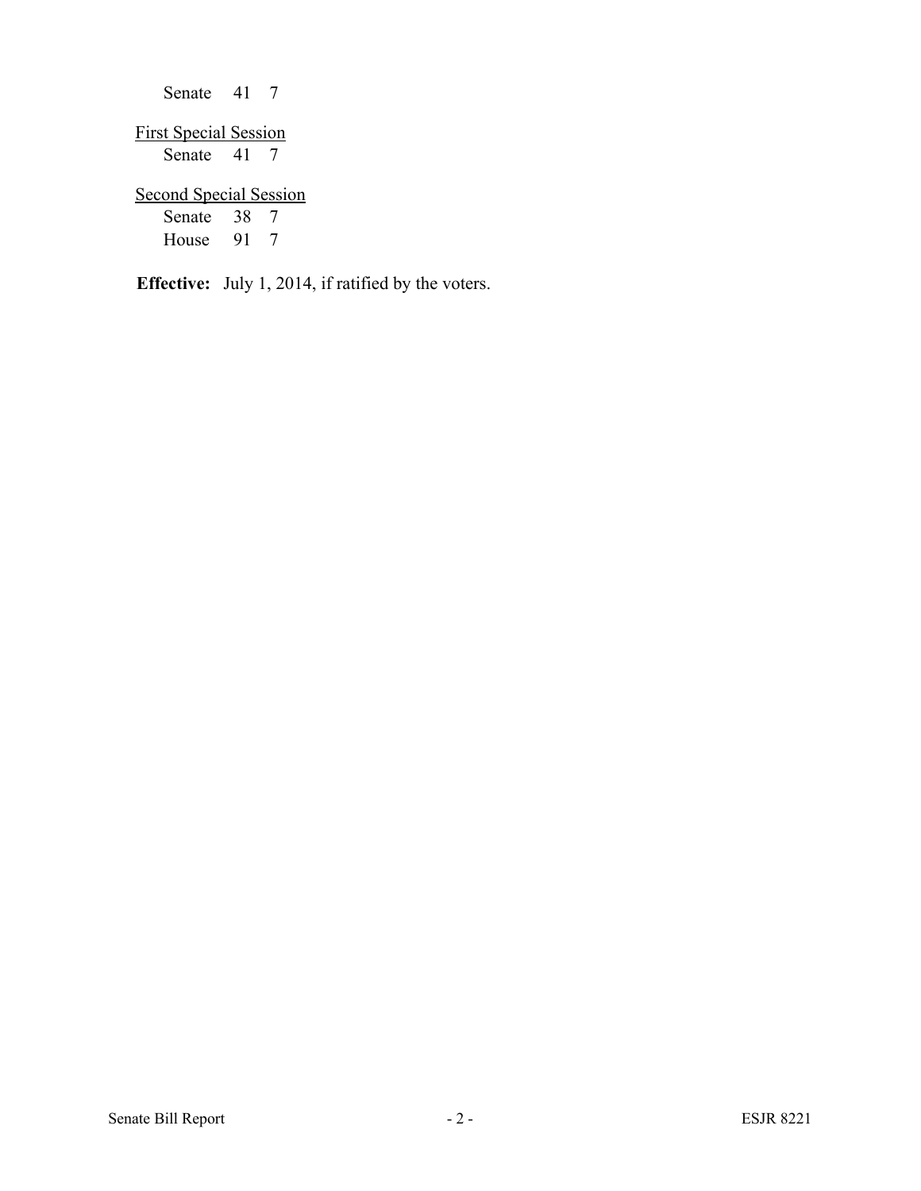Senate 41 7

First Special Session

Senate 41 7

Second Special Session

Senate 38 7

House 91 7

**Effective:** July 1, 2014, if ratified by the voters.